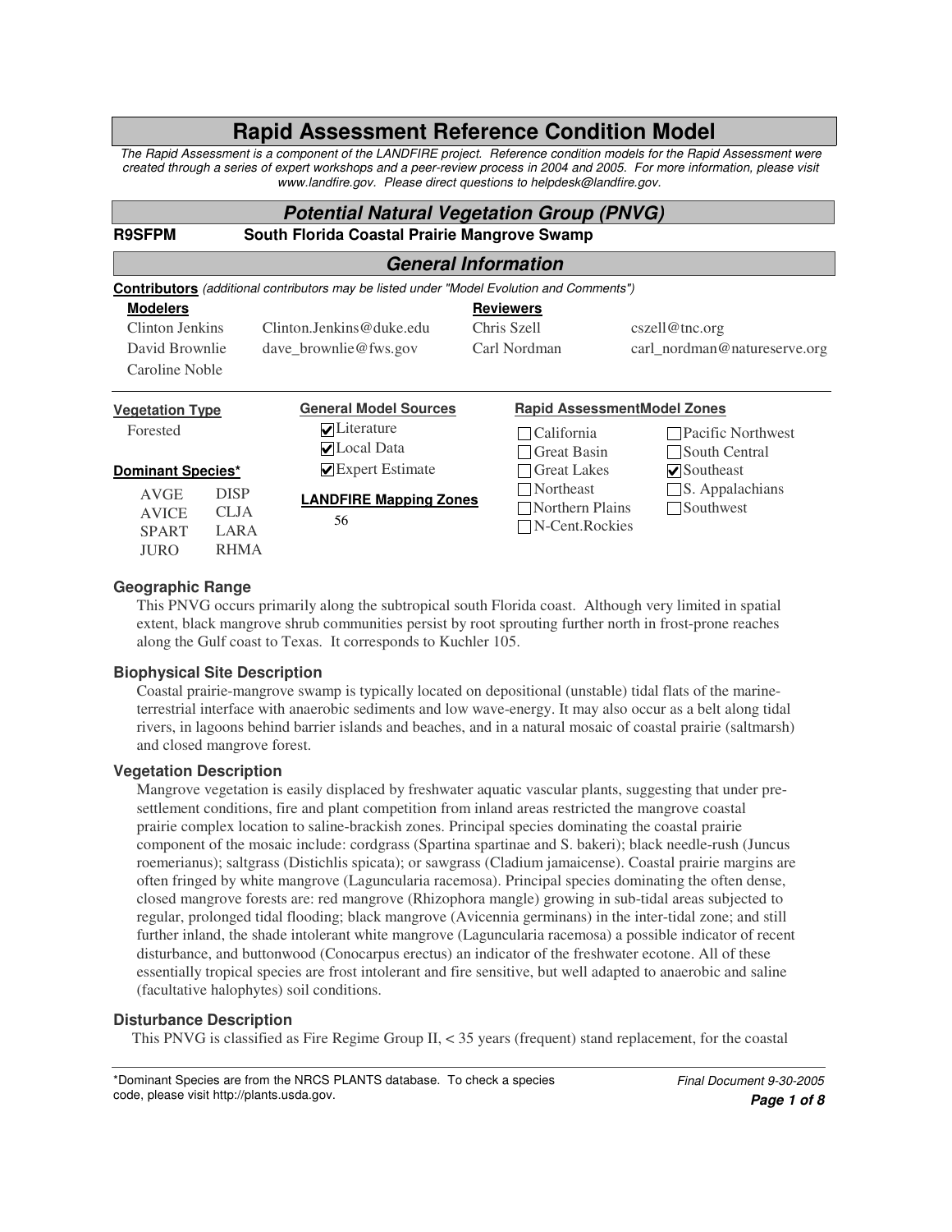# Rapid Assessment Reference Condition Model

*The Rapid Assessment is a component of the LANDFIRE project. Reference condition models for the Rapid Assessment were created through a series of expert workshops and a peer-review process in 2004 and 2005. For more information, please visit www.landfire.gov. Please direct questions to helpdesk@landfire.gov.*

## Potential Natural Vegetation Group (PNVG)

**R9SFPM** **South Florida Coastal Prairie Mangrove Swamp**

## General Information

**Contributors** *(additional contributors may be listed under "Model Evolution and Comments")*

| **Modelers** | | **Reviewers** | |
|---|---|---|---|
| Clinton Jenkins | Clinton.Jenkins@duke.edu | Chris Szell | cszell@tnc.org |
| David Brownlie | dave_brownlie@fws.gov | Carl Nordman | carl_nordman@natureserve.org |
| Caroline Noble | | | |

**Vegetation Type**

Forested

**Dominant Species***

| | |
|---|---|
| AVGE | DISP |
| AVICE | CLJA |
| SPART | LARA |
| JURO | RHMA |

**General Model Sources**

- [x] Literature
- [x] Local Data
- [x] Expert Estimate

**LANDFIRE Mapping Zones**

56

**Rapid AssessmentModel Zones**

- [ ] California
- [ ] Great Basin
- [ ] Great Lakes
- [ ] Northeast
- [ ] Northern Plains
- [ ] N-Cent.Rockies
- [ ] Pacific Northwest
- [ ] South Central
- [x] Southeast
- [ ] S. Appalachians
- [ ] Southwest

### Geographic Range

This PNVG occurs primarily along the subtropical south Florida coast. Although very limited in spatial extent, black mangrove shrub communities persist by root sprouting further north in frost-prone reaches along the Gulf coast to Texas. It corresponds to Kuchler 105.

### Biophysical Site Description

Coastal prairie-mangrove swamp is typically located on depositional (unstable) tidal flats of the marine-terrestrial interface with anaerobic sediments and low wave-energy. It may also occur as a belt along tidal rivers, in lagoons behind barrier islands and beaches, and in a natural mosaic of coastal prairie (saltmarsh) and closed mangrove forest.

### Vegetation Description

Mangrove vegetation is easily displaced by freshwater aquatic vascular plants, suggesting that under pre-settlement conditions, fire and plant competition from inland areas restricted the mangrove coastal prairie complex location to saline-brackish zones. Principal species dominating the coastal prairie component of the mosaic include: cordgrass (Spartina spartinae and S. bakeri); black needle-rush (Juncus roemerianus); saltgrass (Distichlis spicata); or sawgrass (Cladium jamaicense). Coastal prairie margins are often fringed by white mangrove (Laguncularia racemosa). Principal species dominating the often dense, closed mangrove forests are: red mangrove (Rhizophora mangle) growing in sub-tidal areas subjected to regular, prolonged tidal flooding; black mangrove (Avicennia germinans) in the inter-tidal zone; and still further inland, the shade intolerant white mangrove (Laguncularia racemosa) a possible indicator of recent disturbance, and buttonwood (Conocarpus erectus) an indicator of the freshwater ecotone. All of these essentially tropical species are frost intolerant and fire sensitive, but well adapted to anaerobic and saline (facultative halophytes) soil conditions.

### Disturbance Description

This PNVG is classified as Fire Regime Group II, < 35 years (frequent) stand replacement, for the coastal

*Dominant Species are from the NRCS PLANTS database. To check a species code, please visit http://plants.usda.gov.

*Final Document 9-30-2005*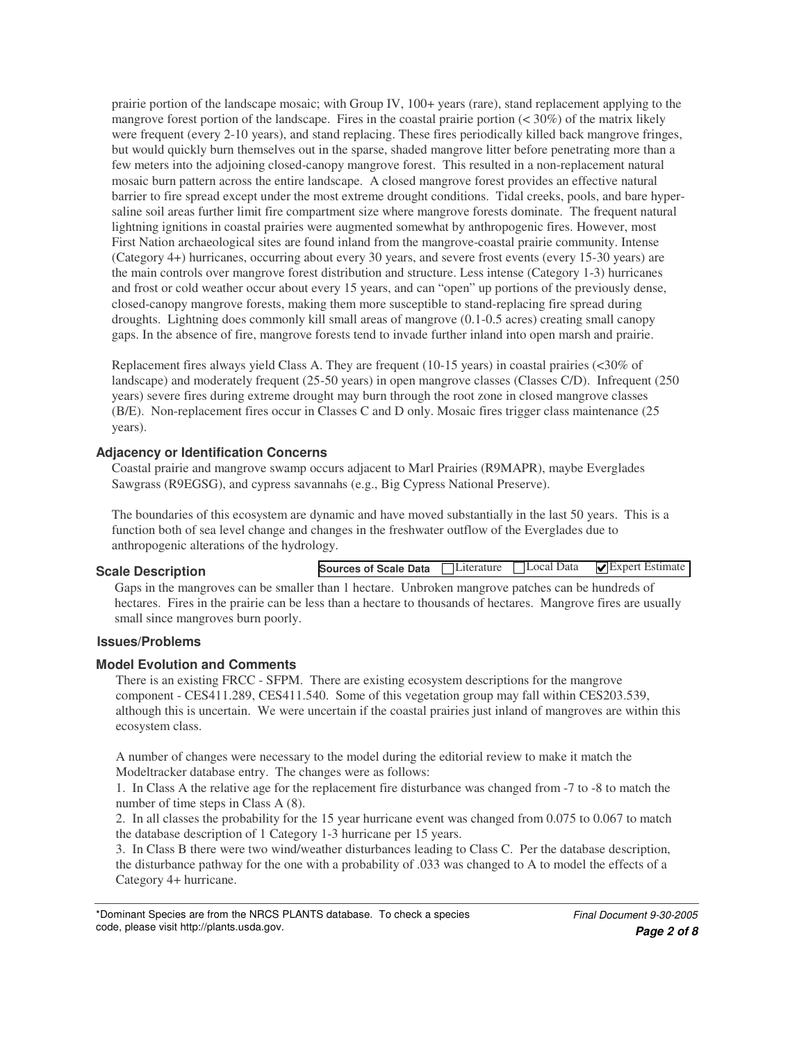prairie portion of the landscape mosaic; with Group IV, 100+ years (rare), stand replacement applying to the mangrove forest portion of the landscape. Fires in the coastal prairie portion (< 30%) of the matrix likely were frequent (every 2-10 years), and stand replacing. These fires periodically killed back mangrove fringes, but would quickly burn themselves out in the sparse, shaded mangrove litter before penetrating more than a few meters into the adjoining closed-canopy mangrove forest. This resulted in a non-replacement natural mosaic burn pattern across the entire landscape. A closed mangrove forest provides an effective natural barrier to fire spread except under the most extreme drought conditions. Tidal creeks, pools, and bare hyper-saline soil areas further limit fire compartment size where mangrove forests dominate. The frequent natural lightning ignitions in coastal prairies were augmented somewhat by anthropogenic fires. However, most First Nation archaeological sites are found inland from the mangrove-coastal prairie community. Intense (Category 4+) hurricanes, occurring about every 30 years, and severe frost events (every 15-30 years) are the main controls over mangrove forest distribution and structure. Less intense (Category 1-3) hurricanes and frost or cold weather occur about every 15 years, and can "open" up portions of the previously dense, closed-canopy mangrove forests, making them more susceptible to stand-replacing fire spread during droughts. Lightning does commonly kill small areas of mangrove (0.1-0.5 acres) creating small canopy gaps. In the absence of fire, mangrove forests tend to invade further inland into open marsh and prairie.

Replacement fires always yield Class A. They are frequent (10-15 years) in coastal prairies (<30% of landscape) and moderately frequent (25-50 years) in open mangrove classes (Classes C/D). Infrequent (250 years) severe fires during extreme drought may burn through the root zone in closed mangrove classes (B/E). Non-replacement fires occur in Classes C and D only. Mosaic fires trigger class maintenance (25 years).

### Adjacency or Identification Concerns

Coastal prairie and mangrove swamp occurs adjacent to Marl Prairies (R9MAPR), maybe Everglades Sawgrass (R9EGSG), and cypress savannahs (e.g., Big Cypress National Preserve).

The boundaries of this ecosystem are dynamic and have moved substantially in the last 50 years. This is a function both of sea level change and changes in the freshwater outflow of the Everglades due to anthropogenic alterations of the hydrology.

### Scale Description

**Sources of Scale Data** ☐ Literature ☐ Local Data ☑ Expert Estimate

Gaps in the mangroves can be smaller than 1 hectare. Unbroken mangrove patches can be hundreds of hectares. Fires in the prairie can be less than a hectare to thousands of hectares. Mangrove fires are usually small since mangroves burn poorly.

### Issues/Problems

### Model Evolution and Comments

There is an existing FRCC - SFPM. There are existing ecosystem descriptions for the mangrove component - CES411.289, CES411.540. Some of this vegetation group may fall within CES203.539, although this is uncertain. We were uncertain if the coastal prairies just inland of mangroves are within this ecosystem class.

A number of changes were necessary to the model during the editorial review to make it match the Modeltracker database entry. The changes were as follows:

1. In Class A the relative age for the replacement fire disturbance was changed from -7 to -8 to match the number of time steps in Class A (8).
2. In all classes the probability for the 15 year hurricane event was changed from 0.075 to 0.067 to match the database description of 1 Category 1-3 hurricane per 15 years.
3. In Class B there were two wind/weather disturbances leading to Class C. Per the database description, the disturbance pathway for the one with a probability of .033 was changed to A to model the effects of a Category 4+ hurricane.

*Dominant Species are from the NRCS PLANTS database. To check a species code, please visit http://plants.usda.gov.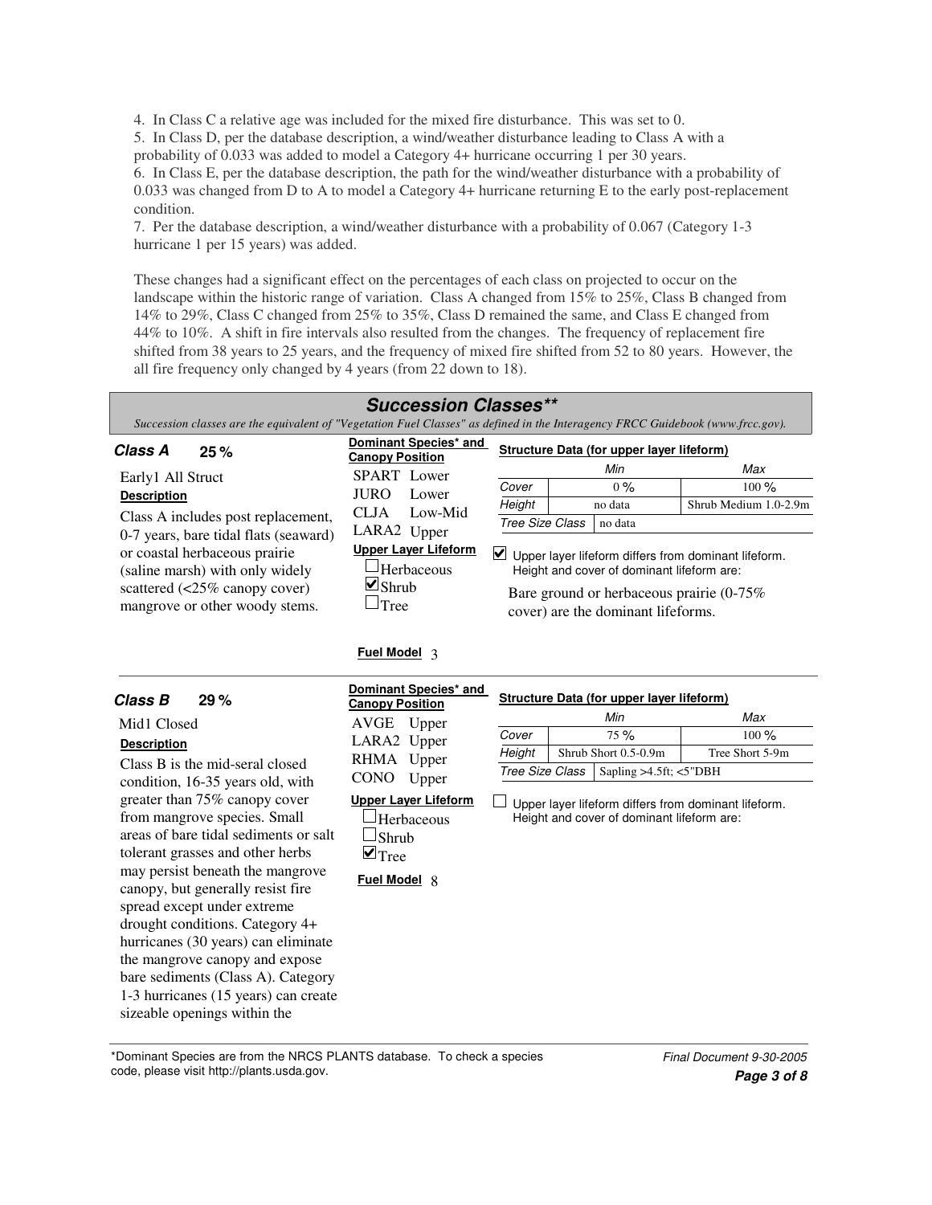4. In Class C a relative age was included for the mixed fire disturbance. This was set to 0.
5. In Class D, per the database description, a wind/weather disturbance leading to Class A with a probability of 0.033 was added to model a Category 4+ hurricane occurring 1 per 30 years.
6. In Class E, per the database description, the path for the wind/weather disturbance with a probability of 0.033 was changed from D to A to model a Category 4+ hurricane returning E to the early post-replacement condition.
7. Per the database description, a wind/weather disturbance with a probability of 0.067 (Category 1-3 hurricane 1 per 15 years) was added.

These changes had a significant effect on the percentages of each class on projected to occur on the landscape within the historic range of variation. Class A changed from 15% to 25%, Class B changed from 14% to 29%, Class C changed from 25% to 35%, Class D remained the same, and Class E changed from 44% to 10%. A shift in fire intervals also resulted from the changes. The frequency of replacement fire shifted from 38 years to 25 years, and the frequency of mixed fire shifted from 52 to 80 years. However, the all fire frequency only changed by 4 years (from 22 down to 18).

## Succession Classes**

*Succession classes are the equivalent of "Vegetation Fuel Classes" as defined in the Interagency FRCC Guidebook (www.frcc.gov).*

### Class A 25 %

Early1 All Struct

**Description**

Class A includes post replacement, 0-7 years, bare tidal flats (seaward) or coastal herbaceous prairie (saline marsh) with only widely scattered (<25% canopy cover) mangrove or other woody stems.

**Dominant Species* and Canopy Position**

SPART Lower
JURO Lower
CLJA Low-Mid
LARA2 Upper

**Upper Layer Lifeform**

- ☐ Herbaceous
- ☑ Shrub
- ☐ Tree

**Fuel Model** 3

**Structure Data (for upper layer lifeform)**

| | Min | Max |
|---|---|---|
| Cover | 0 % | 100 % |
| Height | no data | Shrub Medium 1.0-2.9m |
| Tree Size Class | no data | |

☑ Upper layer lifeform differs from dominant lifeform. Height and cover of dominant lifeform are:

Bare ground or herbaceous prairie (0-75% cover) are the dominant lifeforms.

### Class B 29 %

Mid1 Closed

**Description**

Class B is the mid-seral closed condition, 16-35 years old, with greater than 75% canopy cover from mangrove species. Small areas of bare tidal sediments or salt tolerant grasses and other herbs may persist beneath the mangrove canopy, but generally resist fire spread except under extreme drought conditions. Category 4+ hurricanes (30 years) can eliminate the mangrove canopy and expose bare sediments (Class A). Category 1-3 hurricanes (15 years) can create sizeable openings within the

**Dominant Species* and Canopy Position**

AVGE Upper
LARA2 Upper
RHMA Upper
CONO Upper

**Upper Layer Lifeform**

- ☐ Herbaceous
- ☐ Shrub
- ☑ Tree

**Fuel Model** 8

**Structure Data (for upper layer lifeform)**

| | Min | Max |
|---|---|---|
| Cover | 75 % | 100 % |
| Height | Shrub Short 0.5-0.9m | Tree Short 5-9m |
| Tree Size Class | Sapling >4.5ft; <5"DBH | |

☐ Upper layer lifeform differs from dominant lifeform. Height and cover of dominant lifeform are:

*Dominant Species are from the NRCS PLANTS database. To check a species code, please visit http://plants.usda.gov.

*Final Document 9-30-2005*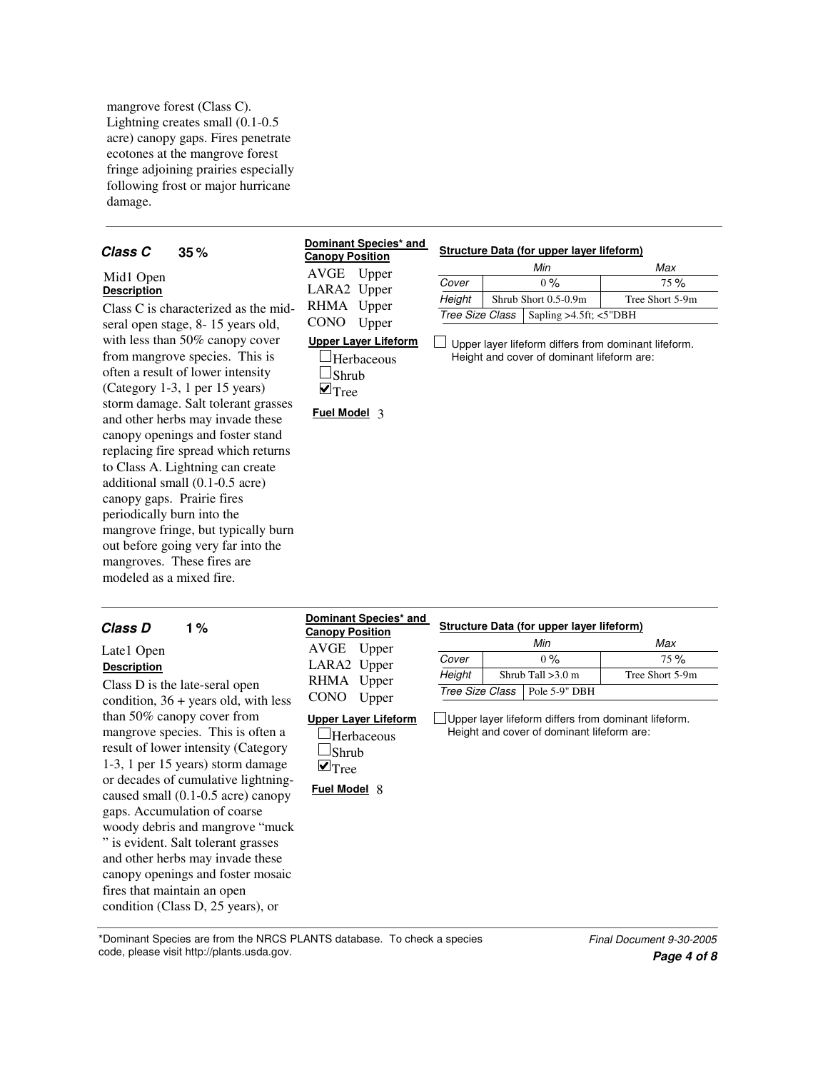mangrove forest (Class C). Lightning creates small (0.1-0.5 acre) canopy gaps. Fires penetrate ecotones at the mangrove forest fringe adjoining prairies especially following frost or major hurricane damage.

---

### *Class C* 35 %

Mid1 Open

**Description**

Class C is characterized as the mid-seral open stage, 8- 15 years old, with less than 50% canopy cover from mangrove species. This is often a result of lower intensity (Category 1-3, 1 per 15 years) storm damage. Salt tolerant grasses and other herbs may invade these canopy openings and foster stand replacing fire spread which returns to Class A. Lightning can create additional small (0.1-0.5 acre) canopy gaps. Prairie fires periodically burn into the mangrove fringe, but typically burn out before going very far into the mangroves. These fires are modeled as a mixed fire.

**Dominant Species* and Canopy Position**

AVGE Upper
LARA2 Upper
RHMA Upper
CONO Upper

**Upper Layer Lifeform**

- ☐ Herbaceous
- ☐ Shrub
- ☑ Tree

**Fuel Model** 3

**Structure Data (for upper layer lifeform)**

| | Min | Max |
|---|---|---|
| Cover | 0 % | 75 % |
| Height | Shrub Short 0.5-0.9m | Tree Short 5-9m |
| Tree Size Class | Sapling >4.5ft; <5"DBH | |

☐ Upper layer lifeform differs from dominant lifeform. Height and cover of dominant lifeform are:

---

### *Class D* 1 %

Late1 Open

**Description**

Class D is the late-seral open condition, 36 + years old, with less than 50% canopy cover from mangrove species. This is often a result of lower intensity (Category 1-3, 1 per 15 years) storm damage or decades of cumulative lightning-caused small (0.1-0.5 acre) canopy gaps. Accumulation of coarse woody debris and mangrove "muck " is evident. Salt tolerant grasses and other herbs may invade these canopy openings and foster mosaic fires that maintain an open condition (Class D, 25 years), or

**Dominant Species* and Canopy Position**

AVGE Upper
LARA2 Upper
RHMA Upper
CONO Upper

**Upper Layer Lifeform**

- ☐ Herbaceous
- ☐ Shrub
- ☑ Tree

**Fuel Model** 8

**Structure Data (for upper layer lifeform)**

| | Min | Max |
|---|---|---|
| Cover | 0 % | 75 % |
| Height | Shrub Tall >3.0 m | Tree Short 5-9m |
| Tree Size Class | Pole 5-9" DBH | |

☐ Upper layer lifeform differs from dominant lifeform. Height and cover of dominant lifeform are:

---

*Dominant Species are from the NRCS PLANTS database. To check a species code, please visit http://plants.usda.gov.

*Final Document 9-30-2005*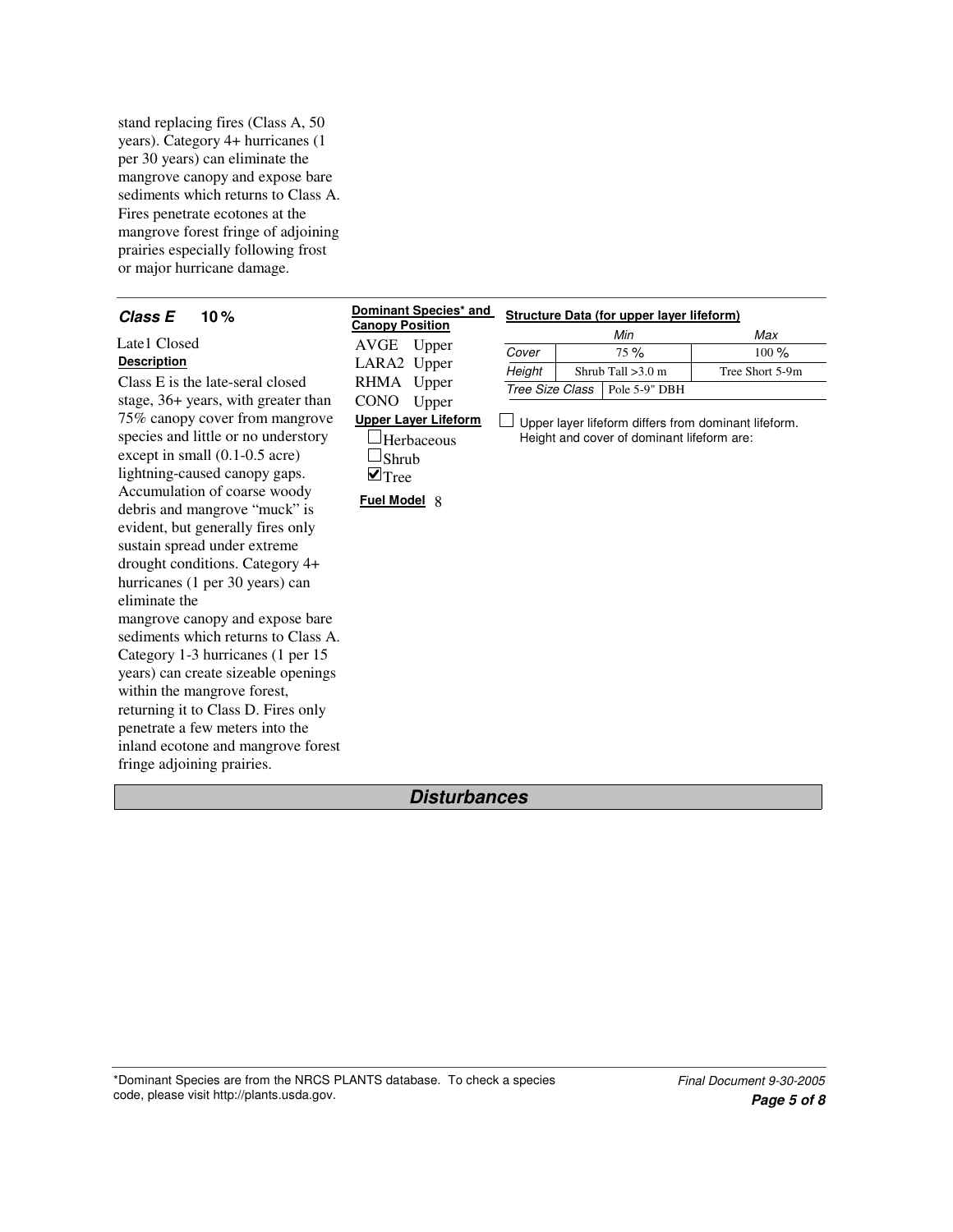stand replacing fires (Class A, 50 years). Category 4+ hurricanes (1 per 30 years) can eliminate the mangrove canopy and expose bare sediments which returns to Class A. Fires penetrate ecotones at the mangrove forest fringe of adjoining prairies especially following frost or major hurricane damage.

---

### Class E 10 %

Late1 Closed

**Description**

Class E is the late-seral closed stage, 36+ years, with greater than 75% canopy cover from mangrove species and little or no understory except in small (0.1-0.5 acre) lightning-caused canopy gaps. Accumulation of coarse woody debris and mangrove "muck" is evident, but generally fires only sustain spread under extreme drought conditions. Category 4+ hurricanes (1 per 30 years) can eliminate the mangrove canopy and expose bare sediments which returns to Class A. Category 1-3 hurricanes (1 per 15 years) can create sizeable openings within the mangrove forest, returning it to Class D. Fires only penetrate a few meters into the inland ecotone and mangrove forest fringe adjoining prairies.

**Dominant Species* and Canopy Position**

AVGE Upper
LARA2 Upper
RHMA Upper
CONO Upper

**Upper Layer Lifeform**

- [ ] Herbaceous
- [ ] Shrub
- [x] Tree

**Fuel Model** 8

**Structure Data (for upper layer lifeform)**

| | Min | Max |
|---|---|---|
| Cover | 75 % | 100 % |
| Height | Shrub Tall >3.0 m | Tree Short 5-9m |
| Tree Size Class | Pole 5-9" DBH | |

- [ ] Upper layer lifeform differs from dominant lifeform. Height and cover of dominant lifeform are:

## Disturbances

*Dominant Species are from the NRCS PLANTS database. To check a species code, please visit http://plants.usda.gov.

Final Document 9-30-2005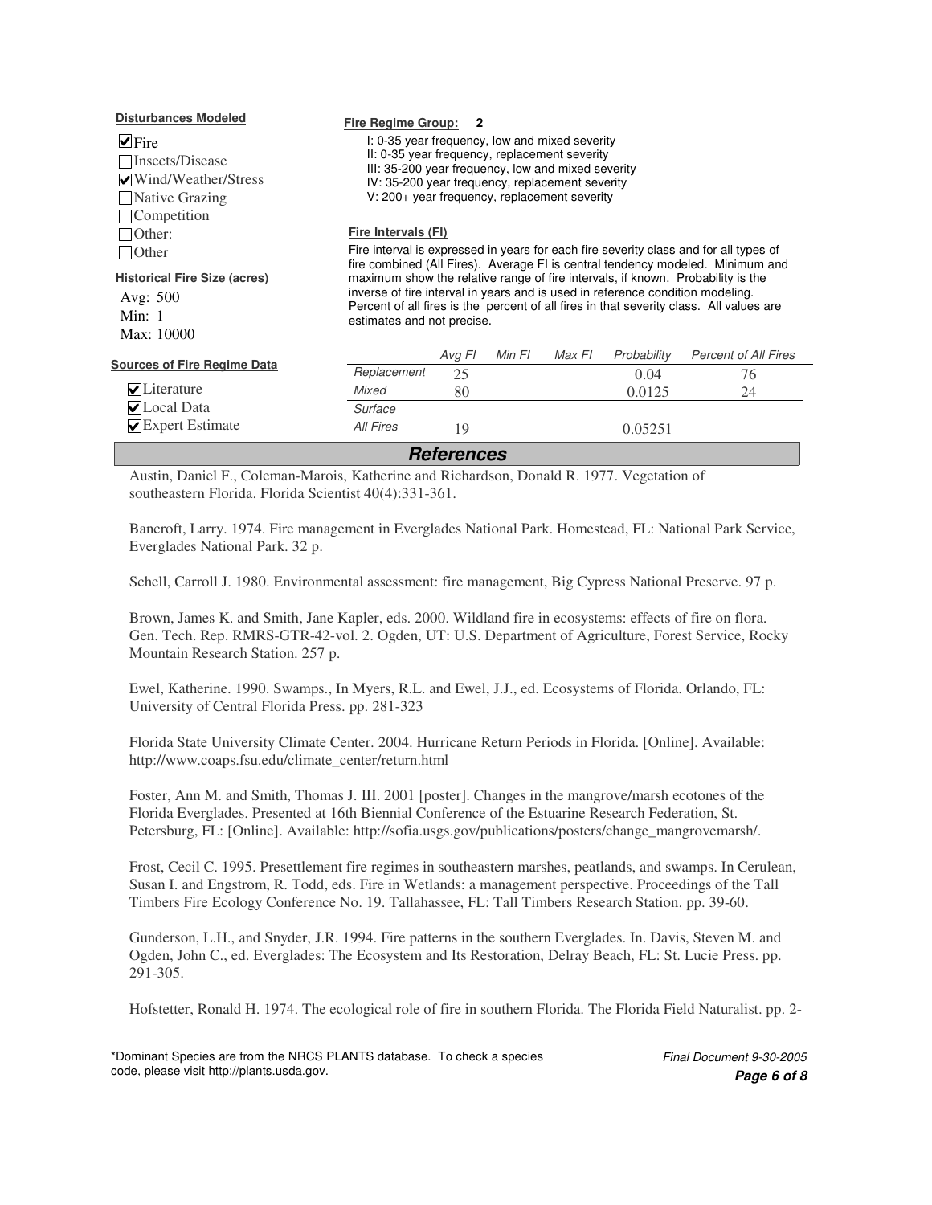**Disturbances Modeled**

- [x] Fire
- [ ] Insects/Disease
- [x] Wind/Weather/Stress
- [ ] Native Grazing
- [ ] Competition
- [ ] Other:
- [ ] Other

**Historical Fire Size (acres)**

Avg: 500
Min: 1
Max: 10000

**Sources of Fire Regime Data**

- [x] Literature
- [x] Local Data
- [x] Expert Estimate

**Fire Regime Group: 2**

I: 0-35 year frequency, low and mixed severity
II: 0-35 year frequency, replacement severity
III: 35-200 year frequency, low and mixed severity
IV: 35-200 year frequency, replacement severity
V: 200+ year frequency, replacement severity

**Fire Intervals (FI)**

Fire interval is expressed in years for each fire severity class and for all types of fire combined (All Fires). Average FI is central tendency modeled. Minimum and maximum show the relative range of fire intervals, if known. Probability is the inverse of fire interval in years and is used in reference condition modeling. Percent of all fires is the percent of all fires in that severity class. All values are estimates and not precise.

| | Avg FI | Min FI | Max FI | Probability | Percent of All Fires |
|---|---|---|---|---|---|
| Replacement | 25 | | | 0.04 | 76 |
| Mixed | 80 | | | 0.0125 | 24 |
| Surface | | | | | |
| All Fires | 19 | | | 0.05251 | |

## References

Austin, Daniel F., Coleman-Marois, Katherine and Richardson, Donald R. 1977. Vegetation of southeastern Florida. Florida Scientist 40(4):331-361.

Bancroft, Larry. 1974. Fire management in Everglades National Park. Homestead, FL: National Park Service, Everglades National Park. 32 p.

Schell, Carroll J. 1980. Environmental assessment: fire management, Big Cypress National Preserve. 97 p.

Brown, James K. and Smith, Jane Kapler, eds. 2000. Wildland fire in ecosystems: effects of fire on flora. Gen. Tech. Rep. RMRS-GTR-42-vol. 2. Ogden, UT: U.S. Department of Agriculture, Forest Service, Rocky Mountain Research Station. 257 p.

Ewel, Katherine. 1990. Swamps., In Myers, R.L. and Ewel, J.J., ed. Ecosystems of Florida. Orlando, FL: University of Central Florida Press. pp. 281-323

Florida State University Climate Center. 2004. Hurricane Return Periods in Florida. [Online]. Available: http://www.coaps.fsu.edu/climate_center/return.html

Foster, Ann M. and Smith, Thomas J. III. 2001 [poster]. Changes in the mangrove/marsh ecotones of the Florida Everglades. Presented at 16th Biennial Conference of the Estuarine Research Federation, St. Petersburg, FL: [Online]. Available: http://sofia.usgs.gov/publications/posters/change_mangrovemarsh/.

Frost, Cecil C. 1995. Presettlement fire regimes in southeastern marshes, peatlands, and swamps. In Cerulean, Susan I. and Engstrom, R. Todd, eds. Fire in Wetlands: a management perspective. Proceedings of the Tall Timbers Fire Ecology Conference No. 19. Tallahassee, FL: Tall Timbers Research Station. pp. 39-60.

Gunderson, L.H., and Snyder, J.R. 1994. Fire patterns in the southern Everglades. In. Davis, Steven M. and Ogden, John C., ed. Everglades: The Ecosystem and Its Restoration, Delray Beach, FL: St. Lucie Press. pp. 291-305.

Hofstetter, Ronald H. 1974. The ecological role of fire in southern Florida. The Florida Field Naturalist. pp. 2-

*Dominant Species are from the NRCS PLANTS database. To check a species code, please visit http://plants.usda.gov.

*Final Document 9-30-2005*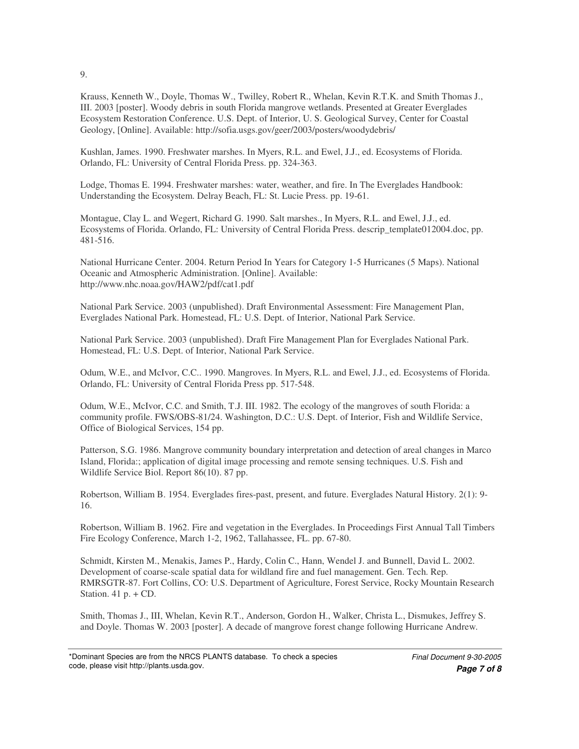9.

Krauss, Kenneth W., Doyle, Thomas W., Twilley, Robert R., Whelan, Kevin R.T.K. and Smith Thomas J., III. 2003 [poster]. Woody debris in south Florida mangrove wetlands. Presented at Greater Everglades Ecosystem Restoration Conference. U.S. Dept. of Interior, U. S. Geological Survey, Center for Coastal Geology, [Online]. Available: http://sofia.usgs.gov/geer/2003/posters/woodydebris/

Kushlan, James. 1990. Freshwater marshes. In Myers, R.L. and Ewel, J.J., ed. Ecosystems of Florida. Orlando, FL: University of Central Florida Press. pp. 324-363.

Lodge, Thomas E. 1994. Freshwater marshes: water, weather, and fire. In The Everglades Handbook: Understanding the Ecosystem. Delray Beach, FL: St. Lucie Press. pp. 19-61.

Montague, Clay L. and Wegert, Richard G. 1990. Salt marshes., In Myers, R.L. and Ewel, J.J., ed. Ecosystems of Florida. Orlando, FL: University of Central Florida Press. descrip_template012004.doc, pp. 481-516.

National Hurricane Center. 2004. Return Period In Years for Category 1-5 Hurricanes (5 Maps). National Oceanic and Atmospheric Administration. [Online]. Available: http://www.nhc.noaa.gov/HAW2/pdf/cat1.pdf

National Park Service. 2003 (unpublished). Draft Environmental Assessment: Fire Management Plan, Everglades National Park. Homestead, FL: U.S. Dept. of Interior, National Park Service.

National Park Service. 2003 (unpublished). Draft Fire Management Plan for Everglades National Park. Homestead, FL: U.S. Dept. of Interior, National Park Service.

Odum, W.E., and McIvor, C.C.. 1990. Mangroves. In Myers, R.L. and Ewel, J.J., ed. Ecosystems of Florida. Orlando, FL: University of Central Florida Press pp. 517-548.

Odum, W.E., McIvor, C.C. and Smith, T.J. III. 1982. The ecology of the mangroves of south Florida: a community profile. FWS/OBS-81/24. Washington, D.C.: U.S. Dept. of Interior, Fish and Wildlife Service, Office of Biological Services, 154 pp.

Patterson, S.G. 1986. Mangrove community boundary interpretation and detection of areal changes in Marco Island, Florida:; application of digital image processing and remote sensing techniques. U.S. Fish and Wildlife Service Biol. Report 86(10). 87 pp.

Robertson, William B. 1954. Everglades fires-past, present, and future. Everglades Natural History. 2(1): 9-16.

Robertson, William B. 1962. Fire and vegetation in the Everglades. In Proceedings First Annual Tall Timbers Fire Ecology Conference, March 1-2, 1962, Tallahassee, FL. pp. 67-80.

Schmidt, Kirsten M., Menakis, James P., Hardy, Colin C., Hann, Wendel J. and Bunnell, David L. 2002. Development of coarse-scale spatial data for wildland fire and fuel management. Gen. Tech. Rep. RMRSGTR-87. Fort Collins, CO: U.S. Department of Agriculture, Forest Service, Rocky Mountain Research Station. 41 p. + CD.

Smith, Thomas J., III, Whelan, Kevin R.T., Anderson, Gordon H., Walker, Christa L., Dismukes, Jeffrey S. and Doyle. Thomas W. 2003 [poster]. A decade of mangrove forest change following Hurricane Andrew.

*Dominant Species are from the NRCS PLANTS database. To check a species code, please visit http://plants.usda.gov.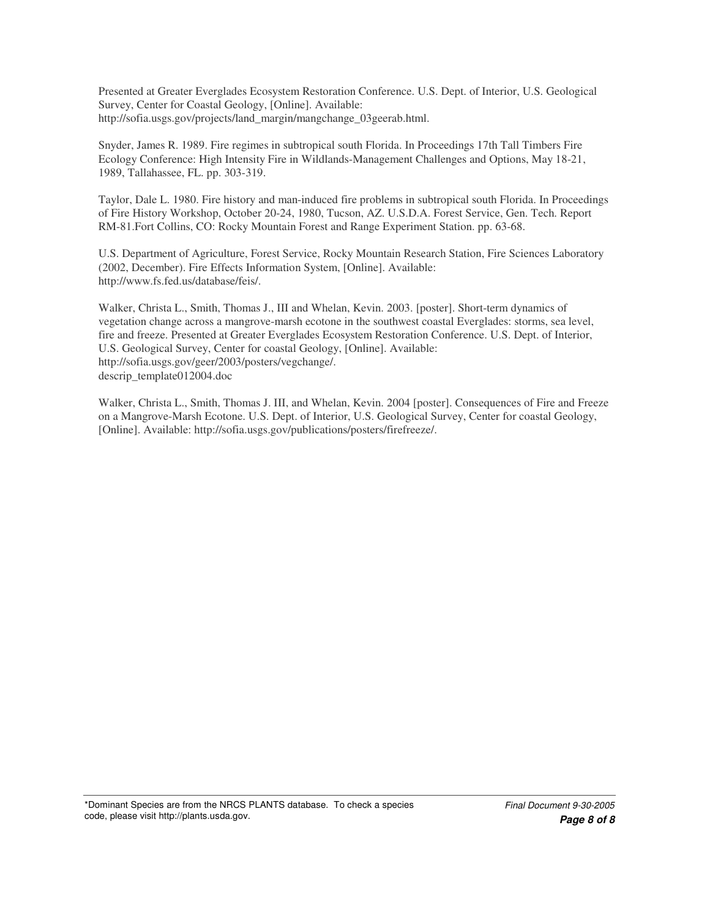Presented at Greater Everglades Ecosystem Restoration Conference. U.S. Dept. of Interior, U.S. Geological Survey, Center for Coastal Geology, [Online]. Available: http://sofia.usgs.gov/projects/land_margin/mangchange_03geerab.html.

Snyder, James R. 1989. Fire regimes in subtropical south Florida. In Proceedings 17th Tall Timbers Fire Ecology Conference: High Intensity Fire in Wildlands-Management Challenges and Options, May 18-21, 1989, Tallahassee, FL. pp. 303-319.

Taylor, Dale L. 1980. Fire history and man-induced fire problems in subtropical south Florida. In Proceedings of Fire History Workshop, October 20-24, 1980, Tucson, AZ. U.S.D.A. Forest Service, Gen. Tech. Report RM-81.Fort Collins, CO: Rocky Mountain Forest and Range Experiment Station. pp. 63-68.

U.S. Department of Agriculture, Forest Service, Rocky Mountain Research Station, Fire Sciences Laboratory (2002, December). Fire Effects Information System, [Online]. Available: http://www.fs.fed.us/database/feis/.

Walker, Christa L., Smith, Thomas J., III and Whelan, Kevin. 2003. [poster]. Short-term dynamics of vegetation change across a mangrove-marsh ecotone in the southwest coastal Everglades: storms, sea level, fire and freeze. Presented at Greater Everglades Ecosystem Restoration Conference. U.S. Dept. of Interior, U.S. Geological Survey, Center for coastal Geology, [Online]. Available: http://sofia.usgs.gov/geer/2003/posters/vegchange/. descrip_template012004.doc

Walker, Christa L., Smith, Thomas J. III, and Whelan, Kevin. 2004 [poster]. Consequences of Fire and Freeze on a Mangrove-Marsh Ecotone. U.S. Dept. of Interior, U.S. Geological Survey, Center for coastal Geology, [Online]. Available: http://sofia.usgs.gov/publications/posters/firefreeze/.

*Dominant Species are from the NRCS PLANTS database. To check a species code, please visit http://plants.usda.gov.

*Final Document 9-30-2005*